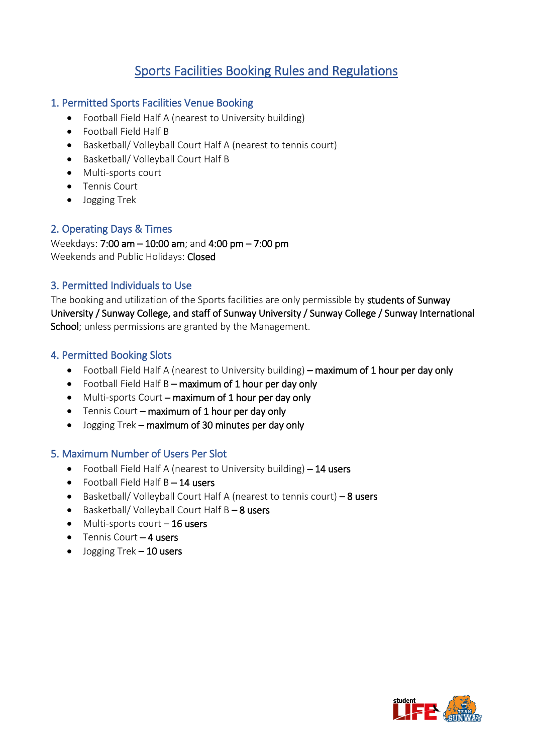# Sports Facilities Booking Rules and Regulations

## 1. Permitted Sports Facilities Venue Booking

- Football Field Half A (nearest to University building)
- Football Field Half B
- Basketball/ Volleyball Court Half A (nearest to tennis court)
- Basketball/ Volleyball Court Half B
- Multi-sports court
- Tennis Court
- Jogging Trek

## 2. Operating Days & Times

Weekdays: **7:00 am – 10:00 am**; and **4:00 pm – 7:00 pm**
Weekends and Public Holidays: **Closed**

## 3. Permitted Individuals to Use

The booking and utilization of the Sports facilities are only permissible by **students of Sunway University / Sunway College, and staff of Sunway University / Sunway College / Sunway International School**; unless permissions are granted by the Management.

## 4. Permitted Booking Slots

- Football Field Half A (nearest to University building) – **maximum of 1 hour per day only**
- Football Field Half B – **maximum of 1 hour per day only**
- Multi-sports Court – **maximum of 1 hour per day only**
- Tennis Court – **maximum of 1 hour per day only**
- Jogging Trek – **maximum of 30 minutes per day only**

## 5. Maximum Number of Users Per Slot

- Football Field Half A (nearest to University building) – **14 users**
- Football Field Half B – **14 users**
- Basketball/ Volleyball Court Half A (nearest to tennis court) – **8 users**
- Basketball/ Volleyball Court Half B – **8 users**
- Multi-sports court – **16 users**
- Tennis Court – **4 users**
- Jogging Trek – **10 users**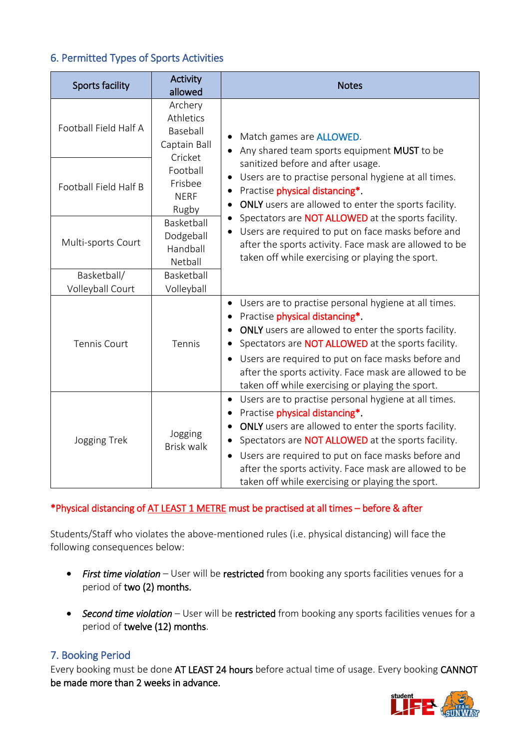## 6. Permitted Types of Sports Activities

| Sports facility | Activity allowed | Notes |
|---|---|---|
| Football Field Half A | Archery<br>Athletics<br>Baseball<br>Captain Ball<br>Cricket<br>Football<br>Frisbee<br>NERF<br>Rugby | • Match games are ALLOWED.<br>• Any shared team sports equipment **MUST** to be sanitized before and after usage.<br>• Users are to practise personal hygiene at all times.<br>• Practise physical distancing*.<br>• **ONLY** users are allowed to enter the sports facility.<br>• Spectators are NOT ALLOWED at the sports facility.<br>• Users are required to put on face masks before and after the sports activity. Face mask are allowed to be taken off while exercising or playing the sport. |
| Football Field Half B | | |
| Multi-sports Court | Basketball<br>Dodgeball<br>Handball<br>Netball | |
| Basketball/ Volleyball Court | Basketball<br>Volleyball | |
| Tennis Court | Tennis | • Users are to practise personal hygiene at all times.<br>• Practise physical distancing*.<br>• **ONLY** users are allowed to enter the sports facility.<br>• Spectators are NOT ALLOWED at the sports facility.<br>• Users are required to put on face masks before and after the sports activity. Face mask are allowed to be taken off while exercising or playing the sport. |
| Jogging Trek | Jogging<br>Brisk walk | • Users are to practise personal hygiene at all times.<br>• Practise physical distancing*.<br>• **ONLY** users are allowed to enter the sports facility.<br>• Spectators are NOT ALLOWED at the sports facility.<br>• Users are required to put on face masks before and after the sports activity. Face mask are allowed to be taken off while exercising or playing the sport. |

*Physical distancing of AT LEAST 1 METRE must be practised at all times – before & after

Students/Staff who violates the above-mentioned rules (i.e. physical distancing) will face the following consequences below:

- *First time violation* – User will be **restricted** from booking any sports facilities venues for a period of **two (2) months.**
- *Second time violation* – User will be **restricted** from booking any sports facilities venues for a period of **twelve (12) months**.

## 7. Booking Period

Every booking must be done **AT LEAST 24 hours** before actual time of usage. Every booking **CANNOT be made more than 2 weeks in advance.**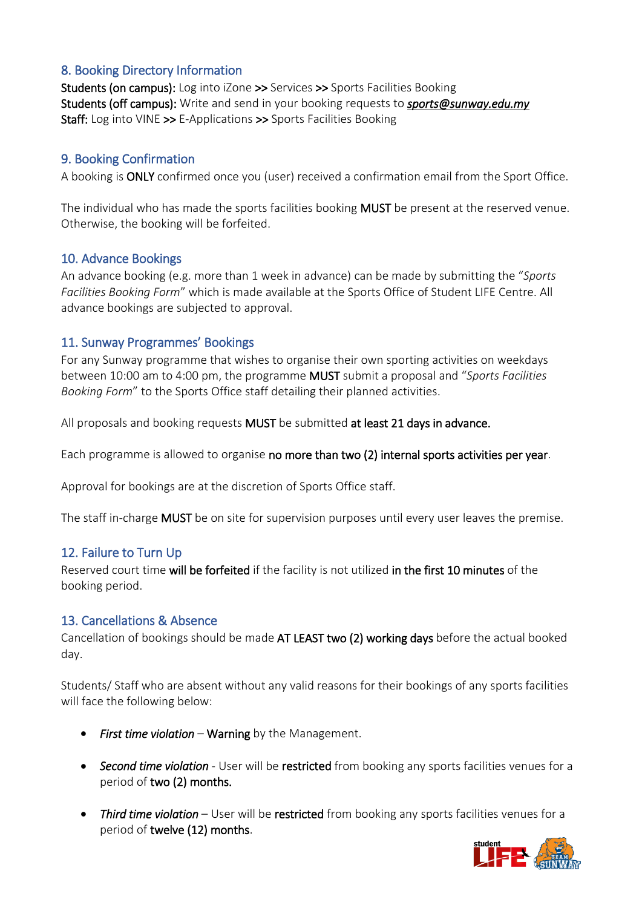## 8. Booking Directory Information

**Students (on campus):** Log into iZone **>>** Services **>>** Sports Facilities Booking
**Students (off campus):** Write and send in your booking requests to ***sports@sunway.edu.my***
**Staff:** Log into VINE **>>** E-Applications **>>** Sports Facilities Booking

## 9. Booking Confirmation

A booking is **ONLY** confirmed once you (user) received a confirmation email from the Sport Office.

The individual who has made the sports facilities booking **MUST** be present at the reserved venue. Otherwise, the booking will be forfeited.

## 10. Advance Bookings

An advance booking (e.g. more than 1 week in advance) can be made by submitting the "*Sports Facilities Booking Form*" which is made available at the Sports Office of Student LIFE Centre. All advance bookings are subjected to approval.

## 11. Sunway Programmes' Bookings

For any Sunway programme that wishes to organise their own sporting activities on weekdays between 10:00 am to 4:00 pm, the programme **MUST** submit a proposal and "*Sports Facilities Booking Form*" to the Sports Office staff detailing their planned activities.

All proposals and booking requests **MUST** be submitted **at least 21 days in advance.**

Each programme is allowed to organise **no more than two (2) internal sports activities per year**.

Approval for bookings are at the discretion of Sports Office staff.

The staff in-charge **MUST** be on site for supervision purposes until every user leaves the premise.

## 12. Failure to Turn Up

Reserved court time **will be forfeited** if the facility is not utilized **in the first 10 minutes** of the booking period.

## 13. Cancellations & Absence

Cancellation of bookings should be made **AT LEAST two (2) working days** before the actual booked day.

Students/ Staff who are absent without any valid reasons for their bookings of any sports facilities will face the following below:

- *First time violation* – **Warning** by the Management.
- *Second time violation* - User will be **restricted** from booking any sports facilities venues for a period of **two (2) months.**
- *Third time violation* – User will be **restricted** from booking any sports facilities venues for a period of **twelve (12) months**.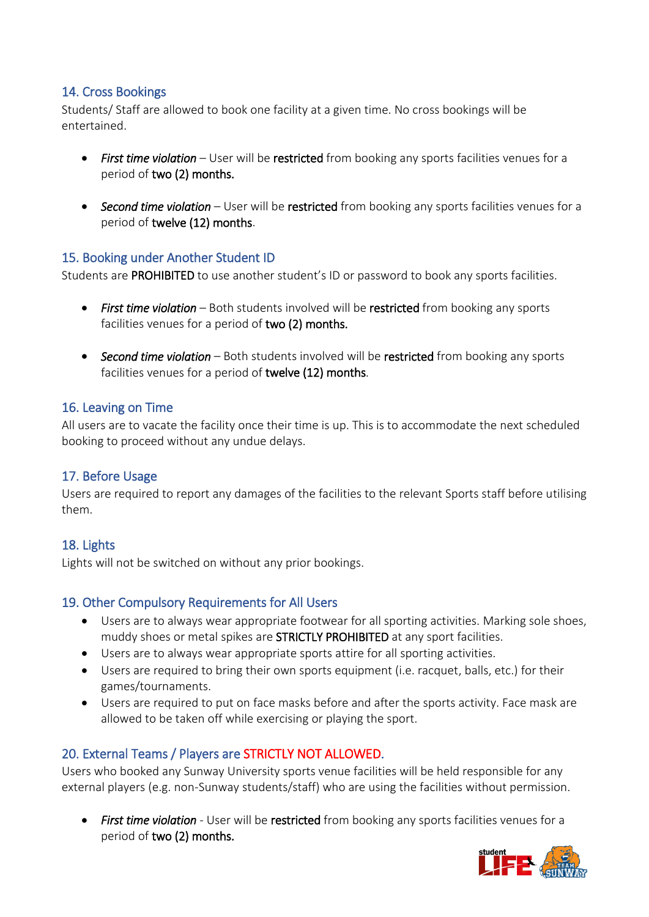## 14. Cross Bookings

Students/ Staff are allowed to book one facility at a given time. No cross bookings will be entertained.

- *First time violation* – User will be **restricted** from booking any sports facilities venues for a period of **two (2) months.**
- *Second time violation* – User will be **restricted** from booking any sports facilities venues for a period of **twelve (12) months**.

## 15. Booking under Another Student ID

Students are **PROHIBITED** to use another student's ID or password to book any sports facilities.

- *First time violation* – Both students involved will be **restricted** from booking any sports facilities venues for a period of **two (2) months.**
- *Second time violation* – Both students involved will be **restricted** from booking any sports facilities venues for a period of **twelve (12) months**.

## 16. Leaving on Time

All users are to vacate the facility once their time is up. This is to accommodate the next scheduled booking to proceed without any undue delays.

## 17. Before Usage

Users are required to report any damages of the facilities to the relevant Sports staff before utilising them.

## 18. Lights

Lights will not be switched on without any prior bookings.

## 19. Other Compulsory Requirements for All Users

- Users are to always wear appropriate footwear for all sporting activities. Marking sole shoes, muddy shoes or metal spikes are **STRICTLY PROHIBITED** at any sport facilities.
- Users are to always wear appropriate sports attire for all sporting activities.
- Users are required to bring their own sports equipment (i.e. racquet, balls, etc.) for their games/tournaments.
- Users are required to put on face masks before and after the sports activity. Face mask are allowed to be taken off while exercising or playing the sport.

## 20. External Teams / Players are STRICTLY NOT ALLOWED.

Users who booked any Sunway University sports venue facilities will be held responsible for any external players (e.g. non-Sunway students/staff) who are using the facilities without permission.

- *First time violation* - User will be **restricted** from booking any sports facilities venues for a period of **two (2) months.**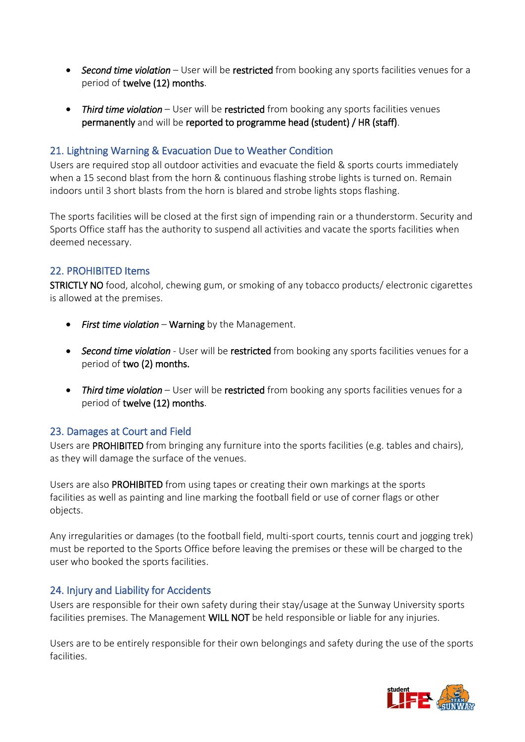- *Second time violation* – User will be **restricted** from booking any sports facilities venues for a period of **twelve (12) months**.

- *Third time violation* – User will be **restricted** from booking any sports facilities venues **permanently** and will be **reported to programme head (student) / HR (staff)**.

## 21. Lightning Warning & Evacuation Due to Weather Condition

Users are required stop all outdoor activities and evacuate the field & sports courts immediately when a 15 second blast from the horn & continuous flashing strobe lights is turned on. Remain indoors until 3 short blasts from the horn is blared and strobe lights stops flashing.

The sports facilities will be closed at the first sign of impending rain or a thunderstorm. Security and Sports Office staff has the authority to suspend all activities and vacate the sports facilities when deemed necessary.

## 22. PROHIBITED Items

**STRICTLY NO** food, alcohol, chewing gum, or smoking of any tobacco products/ electronic cigarettes is allowed at the premises.

- *First time violation* – **Warning** by the Management.

- *Second time violation* - User will be **restricted** from booking any sports facilities venues for a period of **two (2) months.**

- *Third time violation* – User will be **restricted** from booking any sports facilities venues for a period of **twelve (12) months**.

## 23. Damages at Court and Field

Users are **PROHIBITED** from bringing any furniture into the sports facilities (e.g. tables and chairs), as they will damage the surface of the venues.

Users are also **PROHIBITED** from using tapes or creating their own markings at the sports facilities as well as painting and line marking the football field or use of corner flags or other objects.

Any irregularities or damages (to the football field, multi-sport courts, tennis court and jogging trek) must be reported to the Sports Office before leaving the premises or these will be charged to the user who booked the sports facilities.

## 24. Injury and Liability for Accidents

Users are responsible for their own safety during their stay/usage at the Sunway University sports facilities premises. The Management **WILL NOT** be held responsible or liable for any injuries.

Users are to be entirely responsible for their own belongings and safety during the use of the sports facilities.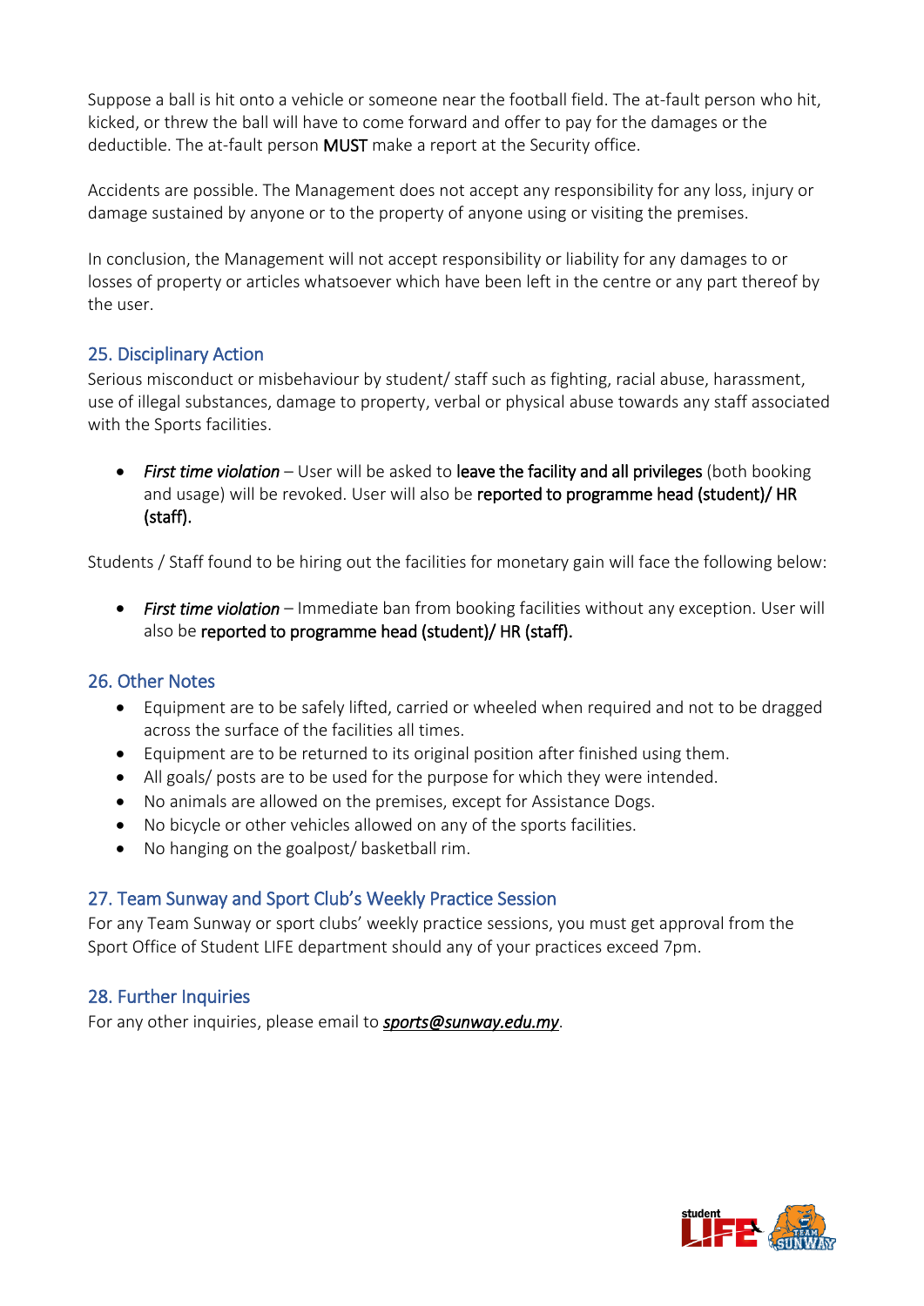Suppose a ball is hit onto a vehicle or someone near the football field. The at-fault person who hit, kicked, or threw the ball will have to come forward and offer to pay for the damages or the deductible. The at-fault person **MUST** make a report at the Security office.

Accidents are possible. The Management does not accept any responsibility for any loss, injury or damage sustained by anyone or to the property of anyone using or visiting the premises.

In conclusion, the Management will not accept responsibility or liability for any damages to or losses of property or articles whatsoever which have been left in the centre or any part thereof by the user.

## 25. Disciplinary Action

Serious misconduct or misbehaviour by student/ staff such as fighting, racial abuse, harassment, use of illegal substances, damage to property, verbal or physical abuse towards any staff associated with the Sports facilities.

- *First time violation* – User will be asked to **leave the facility and all privileges** (both booking and usage) will be revoked. User will also be **reported to programme head (student)/ HR (staff).**

Students / Staff found to be hiring out the facilities for monetary gain will face the following below:

- *First time violation* – Immediate ban from booking facilities without any exception. User will also be **reported to programme head (student)/ HR (staff).**

## 26. Other Notes

- Equipment are to be safely lifted, carried or wheeled when required and not to be dragged across the surface of the facilities all times.
- Equipment are to be returned to its original position after finished using them.
- All goals/ posts are to be used for the purpose for which they were intended.
- No animals are allowed on the premises, except for Assistance Dogs.
- No bicycle or other vehicles allowed on any of the sports facilities.
- No hanging on the goalpost/ basketball rim.

## 27. Team Sunway and Sport Club's Weekly Practice Session

For any Team Sunway or sport clubs' weekly practice sessions, you must get approval from the Sport Office of Student LIFE department should any of your practices exceed 7pm.

## 28. Further Inquiries

For any other inquiries, please email to ***sports@sunway.edu.my***.